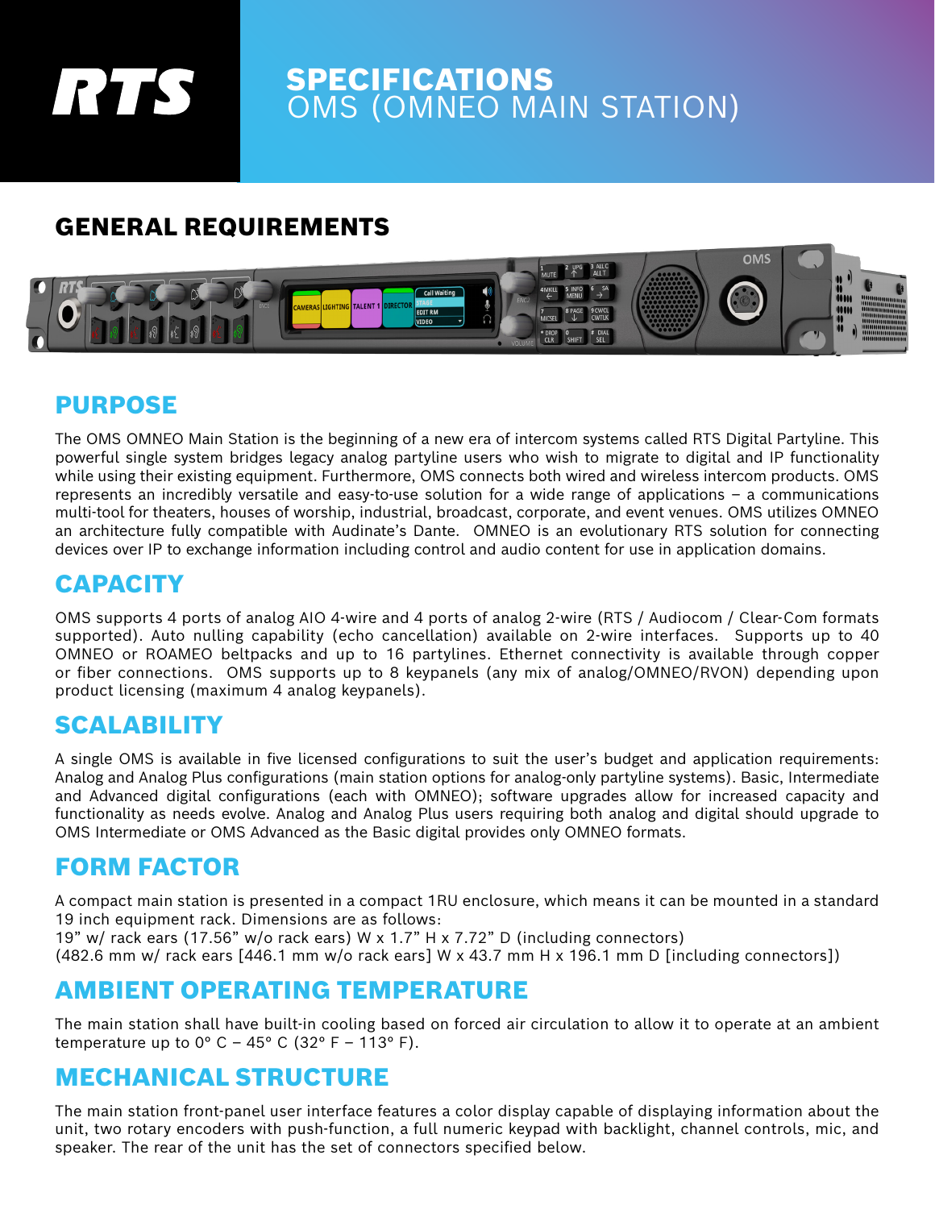# SPECIFICATIONS
# OMS (OMNEO MAIN STATION)

## GENERAL REQUIREMENTS

## PURPOSE

The OMS OMNEO Main Station is the beginning of a new era of intercom systems called RTS Digital Partyline. This powerful single system bridges legacy analog partyline users who wish to migrate to digital and IP functionality while using their existing equipment. Furthermore, OMS connects both wired and wireless intercom products. OMS represents an incredibly versatile and easy-to-use solution for a wide range of applications – a communications multi-tool for theaters, houses of worship, industrial, broadcast, corporate, and event venues. OMS utilizes OMNEO an architecture fully compatible with Audinate's Dante. OMNEO is an evolutionary RTS solution for connecting devices over IP to exchange information including control and audio content for use in application domains.

## CAPACITY

OMS supports 4 ports of analog AIO 4-wire and 4 ports of analog 2-wire (RTS / Audiocom / Clear-Com formats supported). Auto nulling capability (echo cancellation) available on 2-wire interfaces. Supports up to 40 OMNEO or ROAMEO beltpacks and up to 16 partylines. Ethernet connectivity is available through copper or fiber connections. OMS supports up to 8 keypanels (any mix of analog/OMNEO/RVON) depending upon product licensing (maximum 4 analog keypanels).

## SCALABILITY

A single OMS is available in five licensed configurations to suit the user's budget and application requirements: Analog and Analog Plus configurations (main station options for analog-only partyline systems). Basic, Intermediate and Advanced digital configurations (each with OMNEO); software upgrades allow for increased capacity and functionality as needs evolve. Analog and Analog Plus users requiring both analog and digital should upgrade to OMS Intermediate or OMS Advanced as the Basic digital provides only OMNEO formats.

## FORM FACTOR

A compact main station is presented in a compact 1RU enclosure, which means it can be mounted in a standard 19 inch equipment rack. Dimensions are as follows:
19" w/ rack ears (17.56" w/o rack ears) W x 1.7" H x 7.72" D (including connectors)
(482.6 mm w/ rack ears [446.1 mm w/o rack ears] W x 43.7 mm H x 196.1 mm D [including connectors])

## AMBIENT OPERATING TEMPERATURE

The main station shall have built-in cooling based on forced air circulation to allow it to operate at an ambient temperature up to 0° C – 45° C (32° F – 113° F).

## MECHANICAL STRUCTURE

The main station front-panel user interface features a color display capable of displaying information about the unit, two rotary encoders with push-function, a full numeric keypad with backlight, channel controls, mic, and speaker. The rear of the unit has the set of connectors specified below.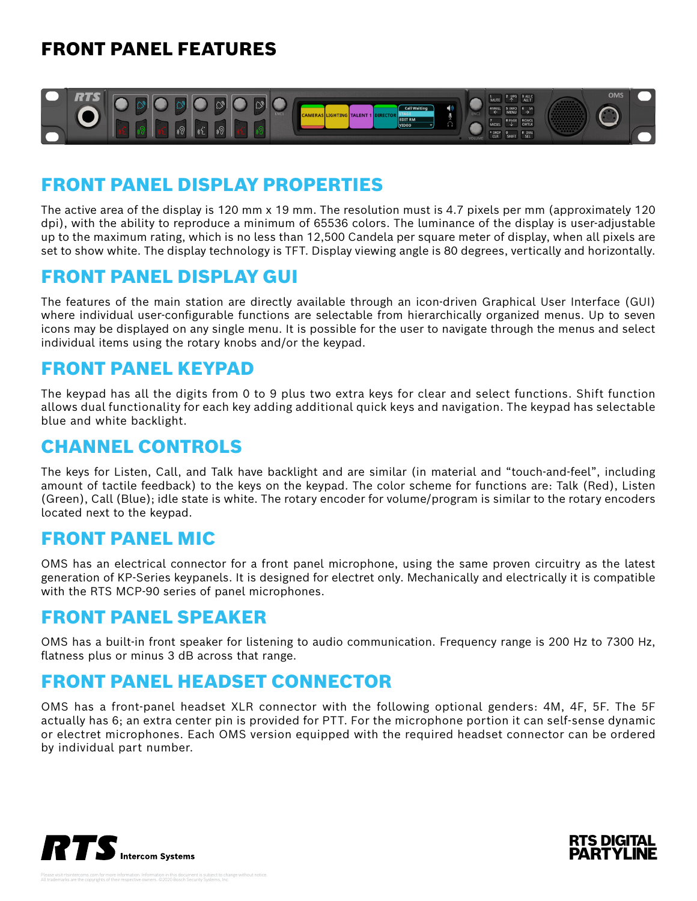# FRONT PANEL FEATURES

## FRONT PANEL DISPLAY PROPERTIES

The active area of the display is 120 mm x 19 mm. The resolution must is 4.7 pixels per mm (approximately 120 dpi), with the ability to reproduce a minimum of 65536 colors. The luminance of the display is user-adjustable up to the maximum rating, which is no less than 12,500 Candela per square meter of display, when all pixels are set to show white. The display technology is TFT. Display viewing angle is 80 degrees, vertically and horizontally.

## FRONT PANEL DISPLAY GUI

The features of the main station are directly available through an icon-driven Graphical User Interface (GUI) where individual user-configurable functions are selectable from hierarchically organized menus. Up to seven icons may be displayed on any single menu. It is possible for the user to navigate through the menus and select individual items using the rotary knobs and/or the keypad.

## FRONT PANEL KEYPAD

The keypad has all the digits from 0 to 9 plus two extra keys for clear and select functions. Shift function allows dual functionality for each key adding additional quick keys and navigation. The keypad has selectable blue and white backlight.

## CHANNEL CONTROLS

The keys for Listen, Call, and Talk have backlight and are similar (in material and “touch-and-feel”, including amount of tactile feedback) to the keys on the keypad. The color scheme for functions are: Talk (Red), Listen (Green), Call (Blue); idle state is white. The rotary encoder for volume/program is similar to the rotary encoders located next to the keypad.

## FRONT PANEL MIC

OMS has an electrical connector for a front panel microphone, using the same proven circuitry as the latest generation of KP-Series keypanels. It is designed for electret only. Mechanically and electrically it is compatible with the RTS MCP-90 series of panel microphones.

## FRONT PANEL SPEAKER

OMS has a built-in front speaker for listening to audio communication. Frequency range is 200 Hz to 7300 Hz, flatness plus or minus 3 dB across that range.

## FRONT PANEL HEADSET CONNECTOR

OMS has a front-panel headset XLR connector with the following optional genders: 4M, 4F, 5F. The 5F actually has 6; an extra center pin is provided for PTT. For the microphone portion it can self-sense dynamic or electret microphones. Each OMS version equipped with the required headset connector can be ordered by individual part number.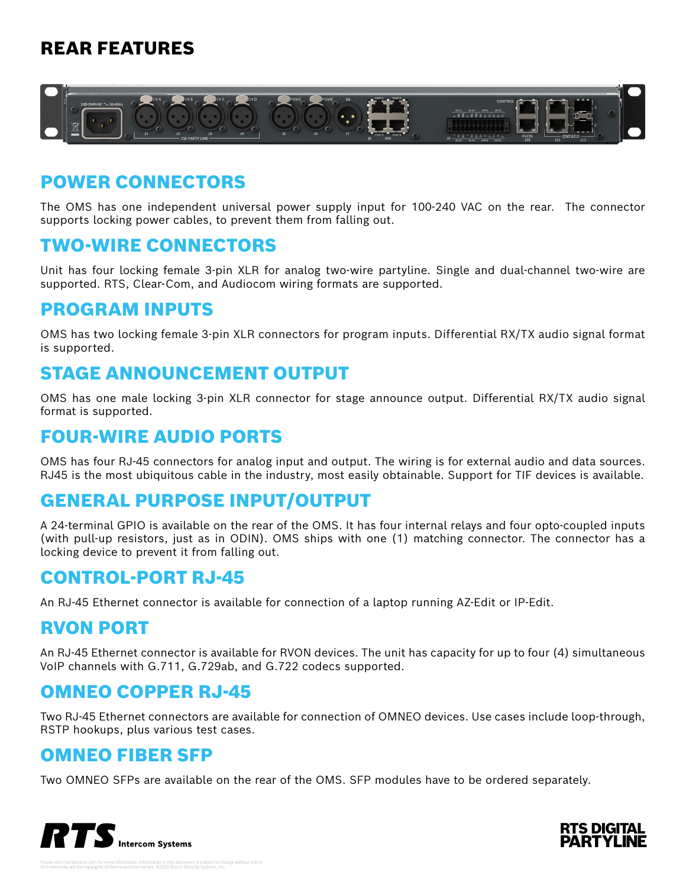# REAR FEATURES

## POWER CONNECTORS

The OMS has one independent universal power supply input for 100-240 VAC on the rear. The connector supports locking power cables, to prevent them from falling out.

## TWO-WIRE CONNECTORS

Unit has four locking female 3-pin XLR for analog two-wire partyline. Single and dual-channel two-wire are supported. RTS, Clear-Com, and Audiocom wiring formats are supported.

## PROGRAM INPUTS

OMS has two locking female 3-pin XLR connectors for program inputs. Differential RX/TX audio signal format is supported.

## STAGE ANNOUNCEMENT OUTPUT

OMS has one male locking 3-pin XLR connector for stage announce output. Differential RX/TX audio signal format is supported.

## FOUR-WIRE AUDIO PORTS

OMS has four RJ-45 connectors for analog input and output. The wiring is for external audio and data sources. RJ45 is the most ubiquitous cable in the industry, most easily obtainable. Support for TIF devices is available.

## GENERAL PURPOSE INPUT/OUTPUT

A 24-terminal GPIO is available on the rear of the OMS. It has four internal relays and four opto-coupled inputs (with pull-up resistors, just as in ODIN). OMS ships with one (1) matching connector. The connector has a locking device to prevent it from falling out.

## CONTROL-PORT RJ-45

An RJ-45 Ethernet connector is available for connection of a laptop running AZ-Edit or IP-Edit.

## RVON PORT

An RJ-45 Ethernet connector is available for RVON devices. The unit has capacity for up to four (4) simultaneous VoIP channels with G.711, G.729ab, and G.722 codecs supported.

## OMNEO COPPER RJ-45

Two RJ-45 Ethernet connectors are available for connection of OMNEO devices. Use cases include loop-through, RSTP hookups, plus various test cases.

## OMNEO FIBER SFP

Two OMNEO SFPs are available on the rear of the OMS. SFP modules have to be ordered separately.

RTS Intercom Systems

RTS DIGITAL PARTYLINE

Please visit rtsintercoms.com for more information. Information in this document is subject to change without notice.
All trademarks are the copyrights of their respective owners. ©2020 Bosch Security Systems, Inc.